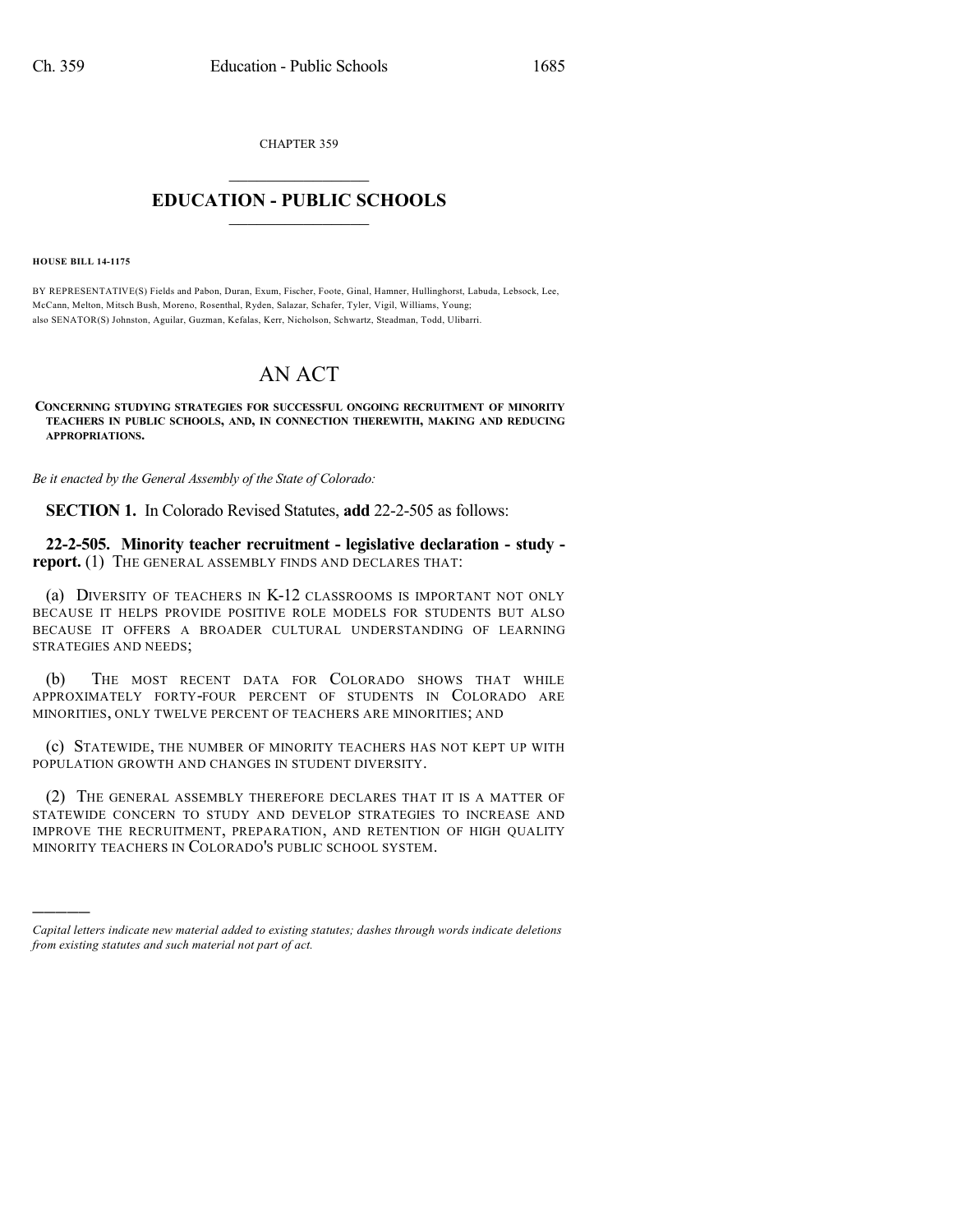CHAPTER 359

# EDUCATION - PUBLIC SCHOOLS

**HOUSE BILL 14-1175**

BY REPRESENTATIVE(S) Fields and Pabon, Duran, Exum, Fischer, Foote, Ginal, Hamner, Hullinghorst, Labuda, Lebsock, Lee, McCann, Melton, Mitsch Bush, Moreno, Rosenthal, Ryden, Salazar, Schafer, Tyler, Vigil, Williams, Young; also SENATOR(S) Johnston, Aguilar, Guzman, Kefalas, Kerr, Nicholson, Schwartz, Steadman, Todd, Ulibarri.

# AN ACT

**CONCERNING STUDYING STRATEGIES FOR SUCCESSFUL ONGOING RECRUITMENT OF MINORITY TEACHERS IN PUBLIC SCHOOLS, AND, IN CONNECTION THEREWITH, MAKING AND REDUCING APPROPRIATIONS.**

*Be it enacted by the General Assembly of the State of Colorado:*

**SECTION 1.** In Colorado Revised Statutes, **add** 22-2-505 as follows:

**22-2-505. Minority teacher recruitment - legislative declaration - study - report.** (1) THE GENERAL ASSEMBLY FINDS AND DECLARES THAT:

(a) DIVERSITY OF TEACHERS IN K-12 CLASSROOMS IS IMPORTANT NOT ONLY BECAUSE IT HELPS PROVIDE POSITIVE ROLE MODELS FOR STUDENTS BUT ALSO BECAUSE IT OFFERS A BROADER CULTURAL UNDERSTANDING OF LEARNING STRATEGIES AND NEEDS;

(b) THE MOST RECENT DATA FOR COLORADO SHOWS THAT WHILE APPROXIMATELY FORTY-FOUR PERCENT OF STUDENTS IN COLORADO ARE MINORITIES, ONLY TWELVE PERCENT OF TEACHERS ARE MINORITIES; AND

(c) STATEWIDE, THE NUMBER OF MINORITY TEACHERS HAS NOT KEPT UP WITH POPULATION GROWTH AND CHANGES IN STUDENT DIVERSITY.

(2) THE GENERAL ASSEMBLY THEREFORE DECLARES THAT IT IS A MATTER OF STATEWIDE CONCERN TO STUDY AND DEVELOP STRATEGIES TO INCREASE AND IMPROVE THE RECRUITMENT, PREPARATION, AND RETENTION OF HIGH QUALITY MINORITY TEACHERS IN COLORADO'S PUBLIC SCHOOL SYSTEM.

---

*Capital letters indicate new material added to existing statutes; dashes through words indicate deletions from existing statutes and such material not part of act.*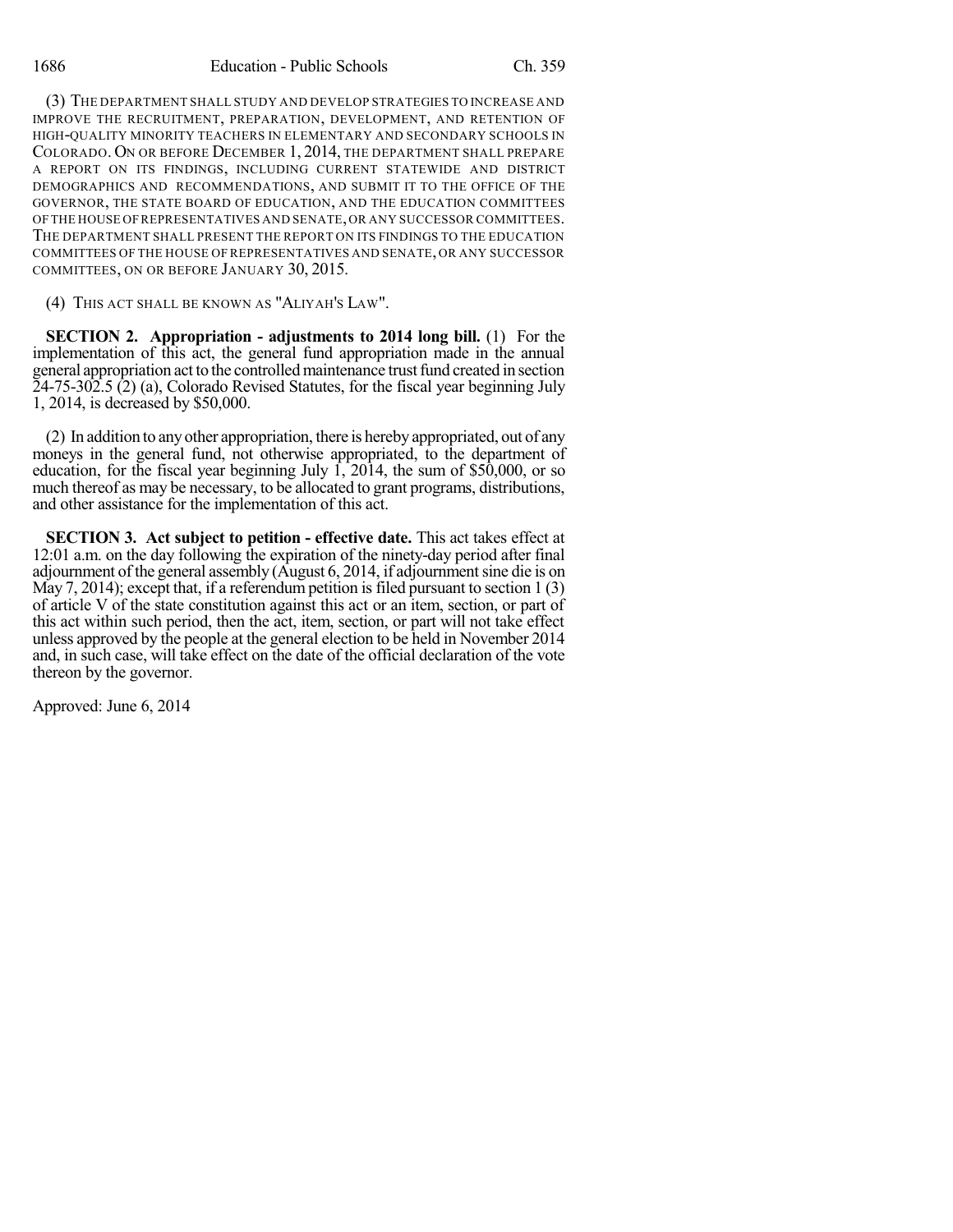(3) THE DEPARTMENT SHALL STUDY AND DEVELOP STRATEGIES TO INCREASE AND IMPROVE THE RECRUITMENT, PREPARATION, DEVELOPMENT, AND RETENTION OF HIGH-QUALITY MINORITY TEACHERS IN ELEMENTARY AND SECONDARY SCHOOLS IN COLORADO. ON OR BEFORE DECEMBER 1, 2014, THE DEPARTMENT SHALL PREPARE A REPORT ON ITS FINDINGS, INCLUDING CURRENT STATEWIDE AND DISTRICT DEMOGRAPHICS AND RECOMMENDATIONS, AND SUBMIT IT TO THE OFFICE OF THE GOVERNOR, THE STATE BOARD OF EDUCATION, AND THE EDUCATION COMMITTEES OF THE HOUSE OF REPRESENTATIVES AND SENATE, OR ANY SUCCESSOR COMMITTEES. THE DEPARTMENT SHALL PRESENT THE REPORT ON ITS FINDINGS TO THE EDUCATION COMMITTEES OF THE HOUSE OF REPRESENTATIVES AND SENATE, OR ANY SUCCESSOR COMMITTEES, ON OR BEFORE JANUARY 30, 2015.

(4) THIS ACT SHALL BE KNOWN AS "ALIYAH'S LAW".

**SECTION 2. Appropriation - adjustments to 2014 long bill.** (1) For the implementation of this act, the general fund appropriation made in the annual general appropriation act to the controlled maintenance trust fund created in section 24-75-302.5 (2) (a), Colorado Revised Statutes, for the fiscal year beginning July 1, 2014, is decreased by $50,000.

(2) In addition to any other appropriation, there is hereby appropriated, out of any moneys in the general fund, not otherwise appropriated, to the department of education, for the fiscal year beginning July 1, 2014, the sum of $50,000, or so much thereof as may be necessary, to be allocated to grant programs, distributions, and other assistance for the implementation of this act.

**SECTION 3. Act subject to petition - effective date.** This act takes effect at 12:01 a.m. on the day following the expiration of the ninety-day period after final adjournment of the general assembly (August 6, 2014, if adjournment sine die is on May 7, 2014); except that, if a referendum petition is filed pursuant to section 1 (3) of article V of the state constitution against this act or an item, section, or part of this act within such period, then the act, item, section, or part will not take effect unless approved by the people at the general election to be held in November 2014 and, in such case, will take effect on the date of the official declaration of the vote thereon by the governor.

Approved: June 6, 2014